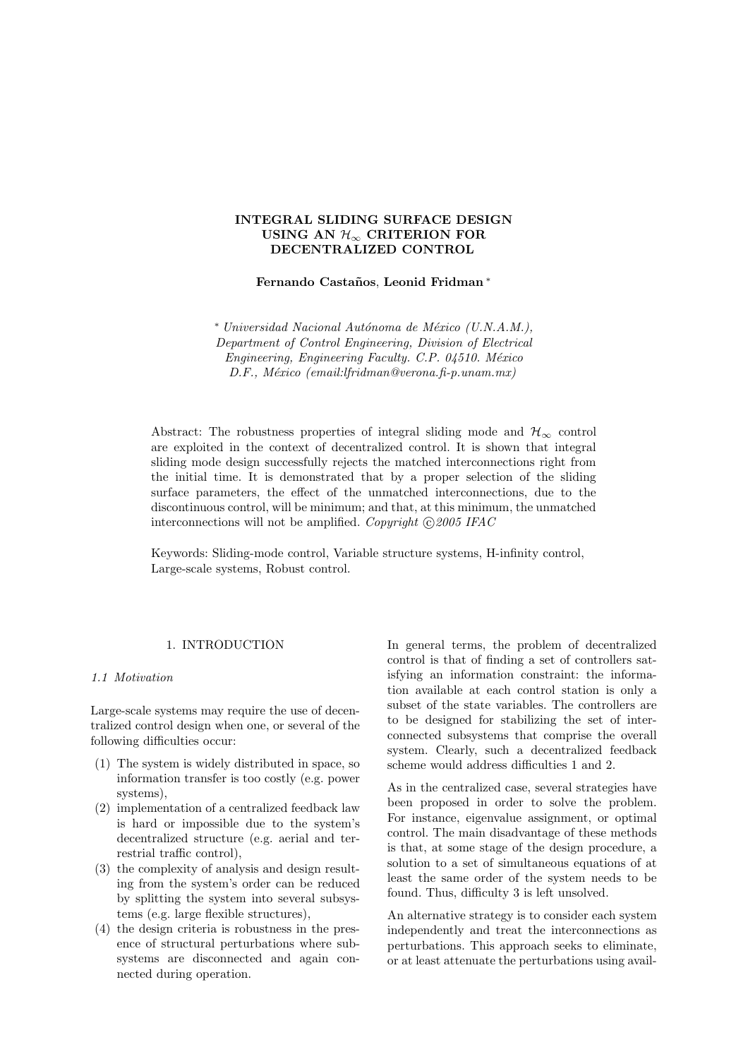# INTEGRAL SLIDING SURFACE DESIGN USING AN $\mathcal{H}_\infty$ CRITERION FOR DECENTRALIZED CONTROL

**Fernando Castaños**, **Leonid Fridman** [*]

[*] *Universidad Nacional Autónoma de México (U.N.A.M.), Department of Control Engineering, Division of Electrical Engineering, Engineering Faculty. C.P. 04510. México D.F., México (email:lfridman@verona.fi-p.unam.mx)*

Abstract: The robustness properties of integral sliding mode and $\mathcal{H}_\infty$ control are exploited in the context of decentralized control. It is shown that integral sliding mode design successfully rejects the matched interconnections right from the initial time. It is demonstrated that by a proper selection of the sliding surface parameters, the effect of the unmatched interconnections, due to the discontinuous control, will be minimum; and that, at this minimum, the unmatched interconnections will not be amplified. *Copyright © 2005 IFAC*

Keywords: Sliding-mode control, Variable structure systems, H-infinity control, Large-scale systems, Robust control.

## 1. INTRODUCTION

### 1.1 Motivation

Large-scale systems may require the use of decentralized control design when one, or several of the following difficulties occur:

1. The system is widely distributed in space, so information transfer is too costly (e.g. power systems),
2. implementation of a centralized feedback law is hard or impossible due to the system's decentralized structure (e.g. aerial and terrestrial traffic control),
3. the complexity of analysis and design resulting from the system's order can be reduced by splitting the system into several subsystems (e.g. large flexible structures),
4. the design criteria is robustness in the presence of structural perturbations where subsystems are disconnected and again connected during operation.

In general terms, the problem of decentralized control is that of finding a set of controllers satisfying an information constraint: the information available at each control station is only a subset of the state variables. The controllers are to be designed for stabilizing the set of interconnected subsystems that comprise the overall system. Clearly, such a decentralized feedback scheme would address difficulties 1 and 2.

As in the centralized case, several strategies have been proposed in order to solve the problem. For instance, eigenvalue assignment, or optimal control. The main disadvantage of these methods is that, at some stage of the design procedure, a solution to a set of simultaneous equations of at least the same order of the system needs to be found. Thus, difficulty 3 is left unsolved.

An alternative strategy is to consider each system independently and treat the interconnections as perturbations. This approach seeks to eliminate, or at least attenuate the perturbations using avail-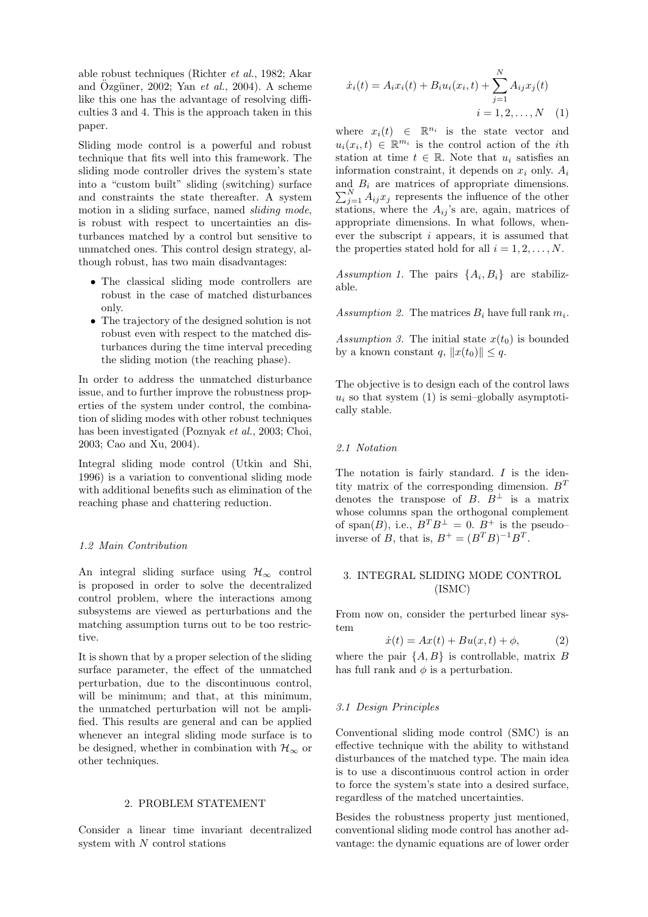able robust techniques (Richter *et al.*, 1982; Akar and Özgüner, 2002; Yan *et al.*, 2004). A scheme like this one has the advantage of resolving difficulties 3 and 4. This is the approach taken in this paper.

Sliding mode control is a powerful and robust technique that fits well into this framework. The sliding mode controller drives the system's state into a "custom built" sliding (switching) surface and constraints the state thereafter. A system motion in a sliding surface, named *sliding mode*, is robust with respect to uncertainties an disturbances matched by a control but sensitive to unmatched ones. This control design strategy, although robust, has two main disadvantages:

- The classical sliding mode controllers are robust in the case of matched disturbances only.
- The trajectory of the designed solution is not robust even with respect to the matched disturbances during the time interval preceding the sliding motion (the reaching phase).

In order to address the unmatched disturbance issue, and to further improve the robustness properties of the system under control, the combination of sliding modes with other robust techniques has been investigated (Poznyak *et al.*, 2003; Choi, 2003; Cao and Xu, 2004).

Integral sliding mode control (Utkin and Shi, 1996) is a variation to conventional sliding mode with additional benefits such as elimination of the reaching phase and chattering reduction.

### 1.2 Main Contribution

An integral sliding surface using $\mathcal{H}_\infty$ control is proposed in order to solve the decentralized control problem, where the interactions among subsystems are viewed as perturbations and the matching assumption turns out to be too restrictive.

It is shown that by a proper selection of the sliding surface parameter, the effect of the unmatched perturbation, due to the discontinuous control, will be minimum; and that, at this minimum, the unmatched perturbation will not be amplified. This results are general and can be applied whenever an integral sliding mode surface is to be designed, whether in combination with $\mathcal{H}_\infty$ or other techniques.

## 2. PROBLEM STATEMENT

Consider a linear time invariant decentralized system with $N$ control stations

$$\dot{x}_i(t) = A_i x_i(t) + B_i u_i(x_i, t) + \sum_{j=1}^{N} A_{ij} x_j(t) \qquad i = 1, 2, \ldots, N \quad (1)$$

where $x_i(t) \in \mathbb{R}^{n_i}$ is the state vector and $u_i(x_i, t) \in \mathbb{R}^{m_i}$ is the control action of the $i$th station at time $t \in \mathbb{R}$. Note that $u_i$ satisfies an information constraint, it depends on $x_i$ only. $A_i$ and $B_i$ are matrices of appropriate dimensions. $\sum_{j=1}^{N} A_{ij} x_j$ represents the influence of the other stations, where the $A_{ij}$'s are, again, matrices of appropriate dimensions. In what follows, whenever the subscript $i$ appears, it is assumed that the properties stated hold for all $i = 1, 2, \ldots, N$.

*Assumption 1.* The pairs $\{A_i, B_i\}$ are stabilizable.

*Assumption 2.* The matrices $B_i$ have full rank $m_i$.

*Assumption 3.* The initial state $x(t_0)$ is bounded by a known constant $q$, $\|x(t_0)\| \leq q$.

The objective is to design each of the control laws $u_i$ so that system (1) is semi–globally asymptotically stable.

### 2.1 Notation

The notation is fairly standard. $I$ is the identity matrix of the corresponding dimension. $B^T$ denotes the transpose of $B$. $B^\perp$ is a matrix whose columns span the orthogonal complement of span$(B)$, i.e., $B^T B^\perp = 0$. $B^+$ is the pseudo–inverse of $B$, that is, $B^+ = (B^T B)^{-1} B^T$.

## 3. INTEGRAL SLIDING MODE CONTROL (ISMC)

From now on, consider the perturbed linear system

$$\dot{x}(t) = Ax(t) + Bu(x, t) + \phi, \qquad (2)$$

where the pair $\{A, B\}$ is controllable, matrix $B$ has full rank and $\phi$ is a perturbation.

### 3.1 Design Principles

Conventional sliding mode control (SMC) is an effective technique with the ability to withstand disturbances of the matched type. The main idea is to use a discontinuous control action in order to force the system's state into a desired surface, regardless of the matched uncertainties.

Besides the robustness property just mentioned, conventional sliding mode control has another advantage: the dynamic equations are of lower order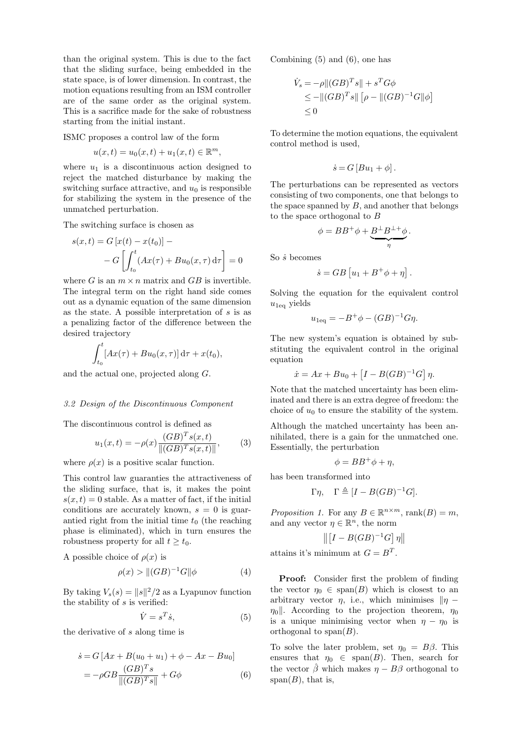than the original system. This is due to the fact that the sliding surface, being embedded in the state space, is of lower dimension. In contrast, the motion equations resulting from an ISM controller are of the same order as the original system. This is a sacrifice made for the sake of robustness starting from the initial instant.

ISMC proposes a control law of the form

$$u(x,t) = u_0(x,t) + u_1(x,t) \in \mathbb{R}^m,$$

where $u_1$ is a discontinuous action designed to reject the matched disturbance by making the switching surface attractive, and $u_0$ is responsible for stabilizing the system in the presence of the unmatched perturbation.

The switching surface is chosen as

$$s(x,t) = G\left[x(t) - x(t_0)\right] - G\left[\int_{t_0}^{t} (Ax(\tau) + Bu_0(x,\tau)\,\mathrm{d}\tau\right] = 0$$

where $G$ is an $m \times n$ matrix and $GB$ is invertible. The integral term on the right hand side comes out as a dynamic equation of the same dimension as the state. A possible interpretation of $s$ is as a penalizing factor of the difference between the desired trajectory

$$\int_{t_0}^{t} [Ax(\tau) + Bu_0(x,\tau)]\,\mathrm{d}\tau + x(t_0),$$

and the actual one, projected along $G$.

### 3.2 Design of the Discontinuous Component

The discontinuous control is defined as

$$u_1(x,t) = -\rho(x)\frac{(GB)^T s(x,t)}{\|(GB)^T s(x,t)\|}, \tag{3}$$

where $\rho(x)$ is a positive scalar function.

This control law guaranties the attractiveness of the sliding surface, that is, it makes the point $s(x,t) = 0$ stable. As a matter of fact, if the initial conditions are accurately known, $s = 0$ is guarantied right from the initial time $t_0$ (the reaching phase is eliminated), which in turn ensures the robustness property for all $t \geq t_0$.

A possible choice of $\rho(x)$ is

$$\rho(x) > \|(GB)^{-1}G\|\phi \tag{4}$$

By taking $V_s(s) = \|s\|^2/2$ as a Lyapunov function the stability of $s$ is verified:

$$\dot{V} = s^T \dot{s}, \tag{5}$$

the derivative of $s$ along time is

$$\begin{aligned}
\dot{s} &= G\left[Ax + B(u_0 + u_1) + \phi - Ax - Bu_0\right] \\
&= -\rho GB\frac{(GB)^T s}{\|(GB)^T s\|} + G\phi
\end{aligned} \tag{6}$$

Combining (5) and (6), one has

$$\begin{aligned}
\dot{V}_s &= -\rho\|(GB)^T s\| + s^T G\phi \\
&\leq -\|(GB)^T s\|\left[\rho - \|(GB)^{-1}G\|\phi\right] \\
&\leq 0
\end{aligned}$$

To determine the motion equations, the equivalent control method is used,

$$\dot{s} = G\left[Bu_1 + \phi\right].$$

The perturbations can be represented as vectors consisting of two components, one that belongs to the space spanned by $B$, and another that belongs to the space orthogonal to $B$

$$\phi = BB^+\phi + \underbrace{B^\perp B^{\perp +}\phi}_{\eta}.$$

So $\dot{s}$ becomes

$$\dot{s} = GB\left[u_1 + B^+\phi + \eta\right].$$

Solving the equation for the equivalent control $u_{1\text{eq}}$ yields

$$u_{1\text{eq}} = -B^+\phi - (GB)^{-1}G\eta.$$

The new system's equation is obtained by substituting the equivalent control in the original equation

$$\dot{x} = Ax + Bu_0 + \left[I - B(GB)^{-1}G\right]\eta.$$

Note that the matched uncertainty has been eliminated and there is an extra degree of freedom: the choice of $u_0$ to ensure the stability of the system.

Although the matched uncertainty has been annihilated, there is a gain for the unmatched one. Essentially, the perturbation

$$\phi = BB^+\phi + \eta,$$

has been transformed into

$$\Gamma\eta, \quad \Gamma \triangleq [I - B(GB)^{-1}G].$$

*Proposition 1.* For any $B \in \mathbb{R}^{n\times m}$, $\text{rank}(B) = m$, and any vector $\eta \in \mathbb{R}^n$, the norm

$$\left\|\left[I - B(GB)^{-1}G\right]\eta\right\|$$

attains it's minimum at $G = B^T$.

**Proof:** Consider first the problem of finding the vector $\eta_0 \in \text{span}(B)$ which is closest to an arbitrary vector $\eta$, i.e., which minimises $\|\eta - \eta_0\|$. According to the projection theorem, $\eta_0$ is a unique minimising vector when $\eta - \eta_0$ is orthogonal to $\text{span}(B)$.

To solve the later problem, set $\eta_0 = B\beta$. This ensures that $\eta_0 \in \text{span}(B)$. Then, search for the vector $\hat{\beta}$ which makes $\eta - B\beta$ orthogonal to $\text{span}(B)$, that is,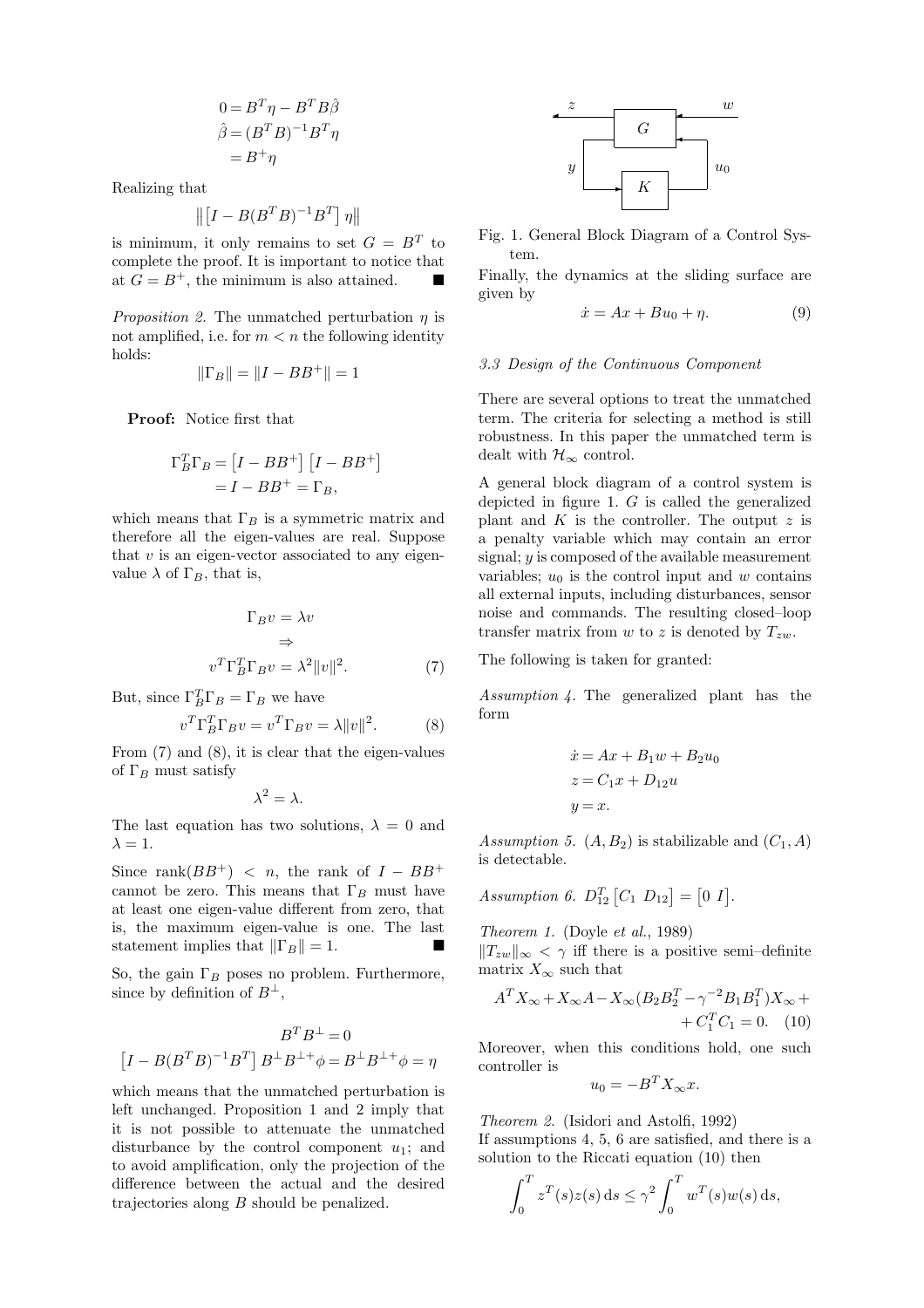$$
\begin{aligned}
0 &= B^T\eta - B^T B\hat{\beta} \\
\hat{\beta} &= (B^T B)^{-1} B^T \eta \\
&= B^+ \eta
\end{aligned}
$$

Realizing that

$$
\left\| \left[ I - B(B^T B)^{-1} B^T \right] \eta \right\|
$$

is minimum, it only remains to set $G = B^T$ to complete the proof. It is important to notice that at $G = B^+$, the minimum is also attained. ■

*Proposition 2.* The unmatched perturbation $\eta$ is not amplified, i.e. for $m < n$ the following identity holds:

$$
\|\Gamma_B\| = \|I - BB^+\| = 1
$$

**Proof:** Notice first that

$$
\begin{aligned}
\Gamma_B^T \Gamma_B &= \left[ I - BB^+ \right] \left[ I - BB^+ \right] \\
&= I - BB^+ = \Gamma_B,
\end{aligned}
$$

which means that $\Gamma_B$ is a symmetric matrix and therefore all the eigen-values are real. Suppose that $v$ is an eigen-vector associated to any eigen-value $\lambda$ of $\Gamma_B$, that is,

$$
\begin{gathered}
\Gamma_B v = \lambda v \\
\Rightarrow \\
v^T \Gamma_B^T \Gamma_B v = \lambda^2 \|v\|^2. \qquad (7)
\end{gathered}
$$

But, since $\Gamma_B^T \Gamma_B = \Gamma_B$ we have

$$
v^T \Gamma_B^T \Gamma_B v = v^T \Gamma_B v = \lambda \|v\|^2. \qquad (8)
$$

From (7) and (8), it is clear that the eigen-values of $\Gamma_B$ must satisfy

$$
\lambda^2 = \lambda.
$$

The last equation has two solutions, $\lambda = 0$ and $\lambda = 1$.

Since $\text{rank}(BB^+) < n$, the rank of $I - BB^+$ cannot be zero. This means that $\Gamma_B$ must have at least one eigen-value different from zero, that is, the maximum eigen-value is one. The last statement implies that $\|\Gamma_B\| = 1$. ■

So, the gain $\Gamma_B$ poses no problem. Furthermore, since by definition of $B^\perp$,

$$
\begin{gathered}
B^T B^\perp = 0 \\
\left[ I - B(B^T B)^{-1} B^T \right] B^\perp B^{\perp +} \phi = B^\perp B^{\perp +} \phi = \eta
\end{gathered}
$$

which means that the unmatched perturbation is left unchanged. Proposition 1 and 2 imply that it is not possible to attenuate the unmatched disturbance by the control component $u_1$; and to avoid amplification, only the projection of the difference between the actual and the desired trajectories along $B$ should be penalized.

Fig. 1. General Block Diagram of a Control System.

Finally, the dynamics at the sliding surface are given by

$$
\dot{x} = Ax + Bu_0 + \eta. \qquad (9)
$$

### 3.3 Design of the Continuous Component

There are several options to treat the unmatched term. The criteria for selecting a method is still robustness. In this paper the unmatched term is dealt with $\mathcal{H}_\infty$ control.

A general block diagram of a control system is depicted in figure 1. $G$ is called the generalized plant and $K$ is the controller. The output $z$ is a penalty variable which may contain an error signal; $y$ is composed of the available measurement variables; $u_0$ is the control input and $w$ contains all external inputs, including disturbances, sensor noise and commands. The resulting closed–loop transfer matrix from $w$ to $z$ is denoted by $T_{zw}$.

The following is taken for granted:

*Assumption 4.* The generalized plant has the form

$$
\begin{aligned}
\dot{x} &= Ax + B_1 w + B_2 u_0 \\
z &= C_1 x + D_{12} u \\
y &= x.
\end{aligned}
$$

*Assumption 5.* $(A, B_2)$ is stabilizable and $(C_1, A)$ is detectable.

*Assumption 6.* $D_{12}^T \begin{bmatrix} C_1 & D_{12} \end{bmatrix} = \begin{bmatrix} 0 & I \end{bmatrix}$.

*Theorem 1.* (Doyle *et al.*, 1989)
$\|T_{zw}\|_\infty < \gamma$ iff there is a positive semi–definite matrix $X_\infty$ such that

$$
A^T X_\infty + X_\infty A - X_\infty (B_2 B_2^T - \gamma^{-2} B_1 B_1^T) X_\infty + C_1^T C_1 = 0. \qquad (10)
$$

Moreover, when this conditions hold, one such controller is

$$
u_0 = -B^T X_\infty x.
$$

*Theorem 2.* (Isidori and Astolfi, 1992)
If assumptions 4, 5, 6 are satisfied, and there is a solution to the Riccati equation (10) then

$$
\int_0^T z^T(s) z(s)\, \mathrm{d}s \le \gamma^2 \int_0^T w^T(s) w(s)\, \mathrm{d}s,
$$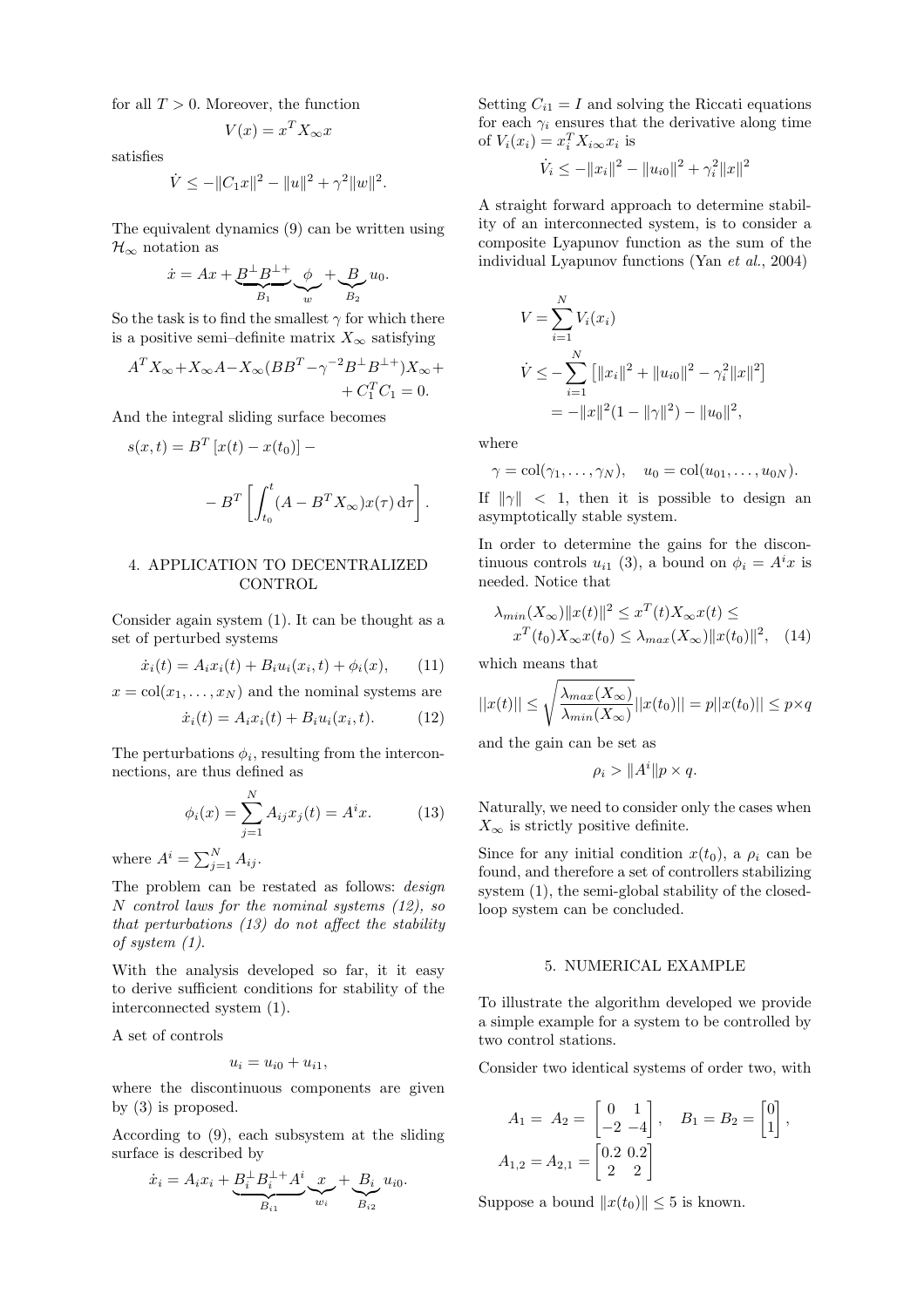for all $T > 0$. Moreover, the function

$$V(x) = x^T X_\infty x$$

satisfies

$$\dot{V} \leq -\|C_1 x\|^2 - \|u\|^2 + \gamma^2 \|w\|^2.$$

The equivalent dynamics (9) can be written using $\mathcal{H}_\infty$ notation as

$$\dot{x} = Ax + \underbrace{B^\perp B^{\perp +}}_{B_1} \underbrace{\phi}_{w} + \underbrace{B}_{B_2} u_0.$$

So the task is to find the smallest $\gamma$ for which there is a positive semi–definite matrix $X_\infty$ satisfying

$$A^T X_\infty + X_\infty A - X_\infty (BB^T - \gamma^{-2} B^\perp B^{\perp +}) X_\infty + \\ + C_1^T C_1 = 0.$$

And the integral sliding surface becomes

$$s(x,t) = B^T \left[ x(t) - x(t_0) \right] - \\ - B^T \left[ \int_{t_0}^{t} (A - B^T X_\infty) x(\tau) \, \mathrm{d}\tau \right].$$

## 4. APPLICATION TO DECENTRALIZED CONTROL

Consider again system (1). It can be thought as a set of perturbed systems

$$\dot{x}_i(t) = A_i x_i(t) + B_i u_i(x_i, t) + \phi_i(x), \qquad (11)$$

$x = \mathrm{col}(x_1, \ldots, x_N)$ and the nominal systems are

$$\dot{x}_i(t) = A_i x_i(t) + B_i u_i(x_i, t). \qquad (12)$$

The perturbations $\phi_i$, resulting from the interconnections, are thus defined as

$$\phi_i(x) = \sum_{j=1}^{N} A_{ij} x_j(t) = A^i x. \qquad (13)$$

where $A^i = \sum_{j=1}^{N} A_{ij}$.

The problem can be restated as follows: *design N control laws for the nominal systems (12), so that perturbations (13) do not affect the stability of system (1).*

With the analysis developed so far, it it easy to derive sufficient conditions for stability of the interconnected system (1).

A set of controls

$$u_i = u_{i0} + u_{i1},$$

where the discontinuous components are given by (3) is proposed.

According to (9), each subsystem at the sliding surface is described by

$$\dot{x}_i = A_i x_i + \underbrace{B_i^\perp B_i^{\perp +} A^i}_{B_{i1}} \underbrace{x}_{w_i} + \underbrace{B_i}_{B_{i2}} u_{i0}.$$

Setting $C_{i1} = I$ and solving the Riccati equations for each $\gamma_i$ ensures that the derivative along time of $V_i(x_i) = x_i^T X_{i\infty} x_i$ is

$$\dot{V}_i \leq -\|x_i\|^2 - \|u_{i0}\|^2 + \gamma_i^2 \|x\|^2$$

A straight forward approach to determine stability of an interconnected system, is to consider a composite Lyapunov function as the sum of the individual Lyapunov functions (Yan *et al.*, 2004)

$$V = \sum_{i=1}^{N} V_i(x_i)$$

$$\dot{V} \leq -\sum_{i=1}^{N} \left[ \|x_i\|^2 + \|u_{i0}\|^2 - \gamma_i^2 \|x\|^2 \right] \\ = -\|x\|^2 (1 - \|\gamma\|^2) - \|u_0\|^2,$$

where

$$\gamma = \mathrm{col}(\gamma_1, \ldots, \gamma_N), \quad u_0 = \mathrm{col}(u_{01}, \ldots, u_{0N}).$$

If $\|\gamma\| < 1$, then it is possible to design an asymptotically stable system.

In order to determine the gains for the discontinuous controls $u_{i1}$ (3), a bound on $\phi_i = A^i x$ is needed. Notice that

$$\lambda_{min}(X_\infty) \|x(t)\|^2 \leq x^T(t) X_\infty x(t) \leq \\ x^T(t_0) X_\infty x(t_0) \leq \lambda_{max}(X_\infty) \|x(t_0)\|^2, \quad (14)$$

which means that

$$||x(t)|| \leq \sqrt{\frac{\lambda_{max}(X_\infty)}{\lambda_{min}(X_\infty)}} ||x(t_0)|| = p ||x(t_0)|| \leq p \times q$$

and the gain can be set as

$$\rho_i > \|A^i\| p \times q.$$

Naturally, we need to consider only the cases when $X_\infty$ is strictly positive definite.

Since for any initial condition $x(t_0)$, a $\rho_i$ can be found, and therefore a set of controllers stabilizing system (1), the semi-global stability of the closed-loop system can be concluded.

## 5. NUMERICAL EXAMPLE

To illustrate the algorithm developed we provide a simple example for a system to be controlled by two control stations.

Consider two identical systems of order two, with

$$A_1 = A_2 = \begin{bmatrix} 0 & 1 \\ -2 & -4 \end{bmatrix}, \quad B_1 = B_2 = \begin{bmatrix} 0 \\ 1 \end{bmatrix},$$

$$A_{1,2} = A_{2,1} = \begin{bmatrix} 0.2 & 0.2 \\ 2 & 2 \end{bmatrix}$$

Suppose a bound $\|x(t_0)\| \leq 5$ is known.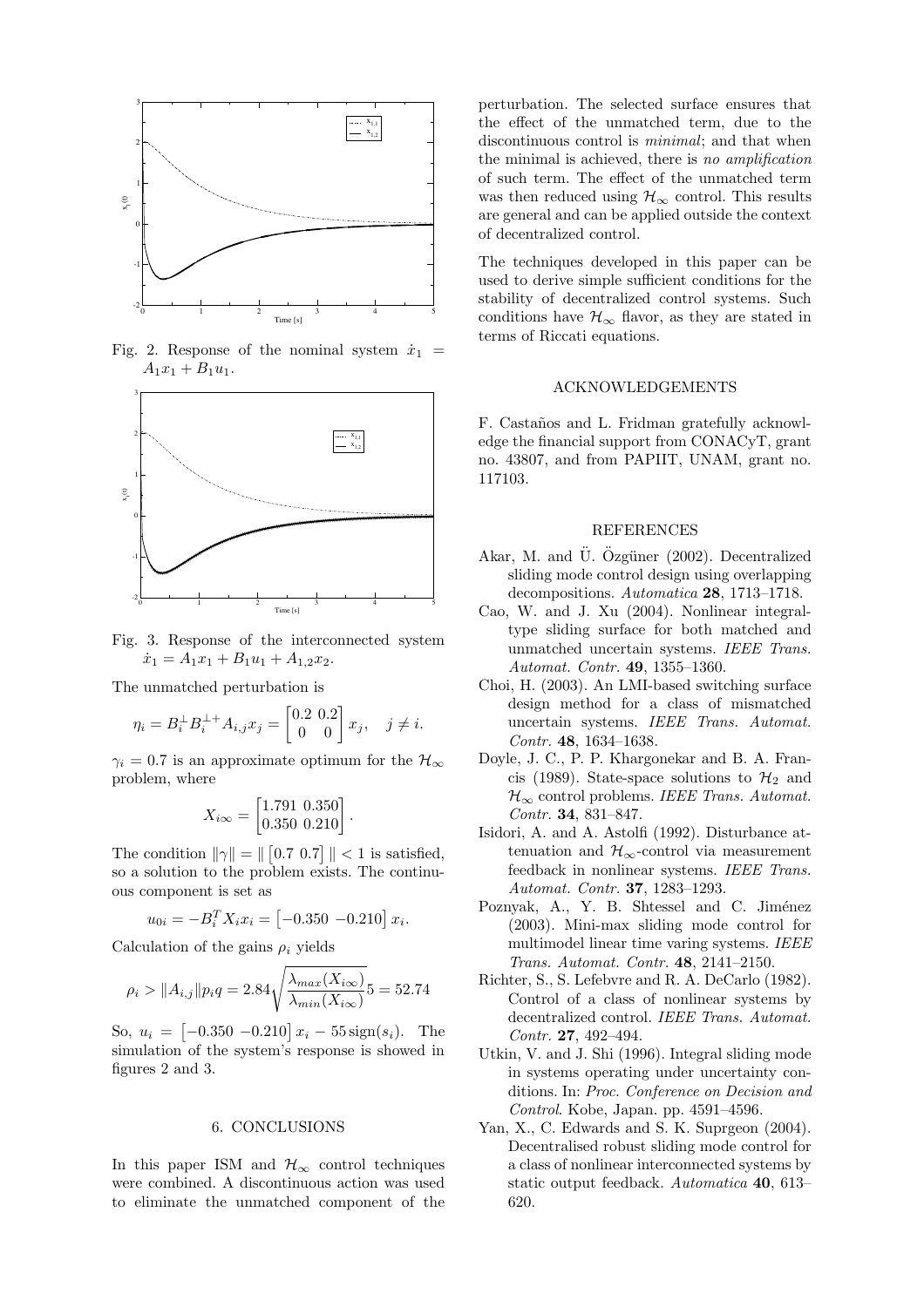3

2

1

0

-1

-2

0 1 2 3 4 5

Time [s]

$x_1(t)$

$x_{1,1}$
$x_{1,2}$

Fig. 2. Response of the nominal system $\dot{x}_1 = A_1 x_1 + B_1 u_1$.

3

2

1

0

-1

-2

0 1 2 3 4 5

Time [s]

$x_1(t)$

$x_{1,1}$
$x_{1,2}$

Fig. 3. Response of the interconnected system $\dot{x}_1 = A_1 x_1 + B_1 u_1 + A_{1,2} x_2$.

The unmatched perturbation is

$$\eta_i = B_i^{\perp} B_i^{\perp +} A_{i,j} x_j = \begin{bmatrix} 0.2 & 0.2 \\ 0 & 0 \end{bmatrix} x_j, \quad j \neq i.$$

$\gamma_i = 0.7$ is an approximate optimum for the $\mathcal{H}_\infty$ problem, where

$$X_{i\infty} = \begin{bmatrix} 1.791 & 0.350 \\ 0.350 & 0.210 \end{bmatrix}.$$

The condition $\|\gamma\| = \| \begin{bmatrix} 0.7 & 0.7 \end{bmatrix} \| < 1$ is satisfied, so a solution to the problem exists. The continuous component is set as

$$u_{0i} = -B_i^T X_i x_i = \begin{bmatrix} -0.350 & -0.210 \end{bmatrix} x_i.$$

Calculation of the gains $\rho_i$ yields

$$\rho_i > \|A_{i,j}\| p_i q = 2.84 \sqrt{\frac{\lambda_{max}(X_{i\infty})}{\lambda_{min}(X_{i\infty})}} 5 = 52.74$$

So, $u_i = \begin{bmatrix} -0.350 & -0.210 \end{bmatrix} x_i - 55 \operatorname{sign}(s_i)$. The simulation of the system's response is showed in figures 2 and 3.

## 6. CONCLUSIONS

In this paper ISM and $\mathcal{H}_\infty$ control techniques were combined. A discontinuous action was used to eliminate the unmatched component of the perturbation. The selected surface ensures that the effect of the unmatched term, due to the discontinuous control is *minimal*; and that when the minimal is achieved, there is *no amplification* of such term. The effect of the unmatched term was then reduced using $\mathcal{H}_\infty$ control. This results are general and can be applied outside the context of decentralized control.

The techniques developed in this paper can be used to derive simple sufficient conditions for the stability of decentralized control systems. Such conditions have $\mathcal{H}_\infty$ flavor, as they are stated in terms of Riccati equations.

## ACKNOWLEDGEMENTS

F. Castaños and L. Fridman gratefully acknowledge the financial support from CONACyT, grant no. 43807, and from PAPIIT, UNAM, grant no. 117103.

## REFERENCES

Akar, M. and Ü. Özgüner (2002). Decentralized sliding mode control design using overlapping decompositions. *Automatica* **28**, 1713–1718.

Cao, W. and J. Xu (2004). Nonlinear integral-type sliding surface for both matched and unmatched uncertain systems. *IEEE Trans. Automat. Contr.* **49**, 1355–1360.

Choi, H. (2003). An LMI-based switching surface design method for a class of mismatched uncertain systems. *IEEE Trans. Automat. Contr.* **48**, 1634–1638.

Doyle, J. C., P. P. Khargonekar and B. A. Francis (1989). State-space solutions to $\mathcal{H}_2$ and $\mathcal{H}_\infty$ control problems. *IEEE Trans. Automat. Contr.* **34**, 831–847.

Isidori, A. and A. Astolfi (1992). Disturbance attenuation and $\mathcal{H}_\infty$-control via measurement feedback in nonlinear systems. *IEEE Trans. Automat. Contr.* **37**, 1283–1293.

Poznyak, A., Y. B. Shtessel and C. Jiménez (2003). Mini-max sliding mode control for multimodel linear time varing systems. *IEEE Trans. Automat. Contr.* **48**, 2141–2150.

Richter, S., S. Lefebvre and R. A. DeCarlo (1982). Control of a class of nonlinear systems by decentralized control. *IEEE Trans. Automat. Contr.* **27**, 492–494.

Utkin, V. and J. Shi (1996). Integral sliding mode in systems operating under uncertainty conditions. In: *Proc. Conference on Decision and Control*. Kobe, Japan. pp. 4591–4596.

Yan, X., C. Edwards and S. K. Suprgeon (2004). Decentralised robust sliding mode control for a class of nonlinear interconnected systems by static output feedback. *Automatica* **40**, 613–620.